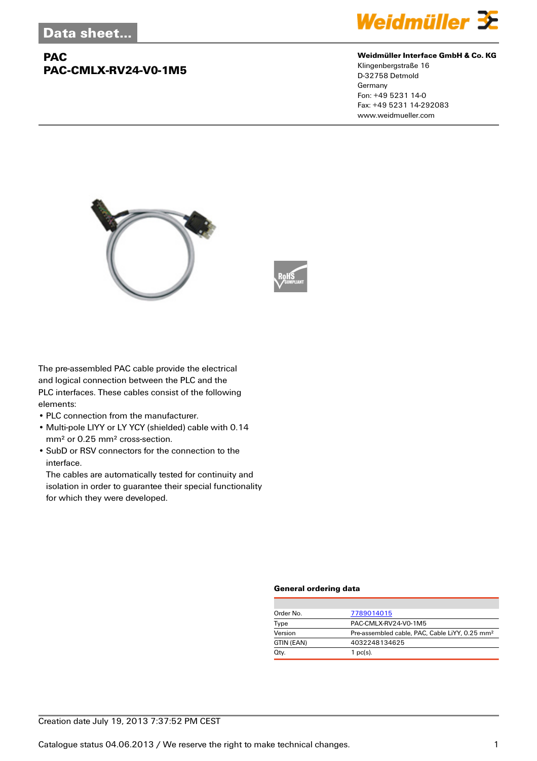# Data sheet...

## PAC
## PAC-CMLX-RV24-V0-1M5

**Weidmüller Interface GmbH & Co. KG**
Klingenbergstraße 16
D-32758 Detmold
Germany
Fon: +49 5231 14-0
Fax: +49 5231 14-292083
www.weidmueller.com

The pre-assembled PAC cable provide the electrical and logical connection between the PLC and the PLC interfaces. These cables consist of the following elements:

- PLC connection from the manufacturer.
- Multi-pole LIYY or LY YCY (shielded) cable with 0.14 mm² or 0.25 mm² cross-section.
- SubD or RSV connectors for the connection to the interface.
  The cables are automatically tested for continuity and isolation in order to guarantee their special functionality for which they were developed.

### General ordering data

| | |
|---|---|
| Order No. | 7789014015 |
| Type | PAC-CMLX-RV24-V0-1M5 |
| Version | Pre-assembled cable, PAC, Cable LiYY, 0.25 mm² |
| GTIN (EAN) | 4032248134625 |
| Qty. | 1 pc(s). |

Creation date July 19, 2013 7:37:52 PM CEST

Catalogue status 04.06.2013 / We reserve the right to make technical changes.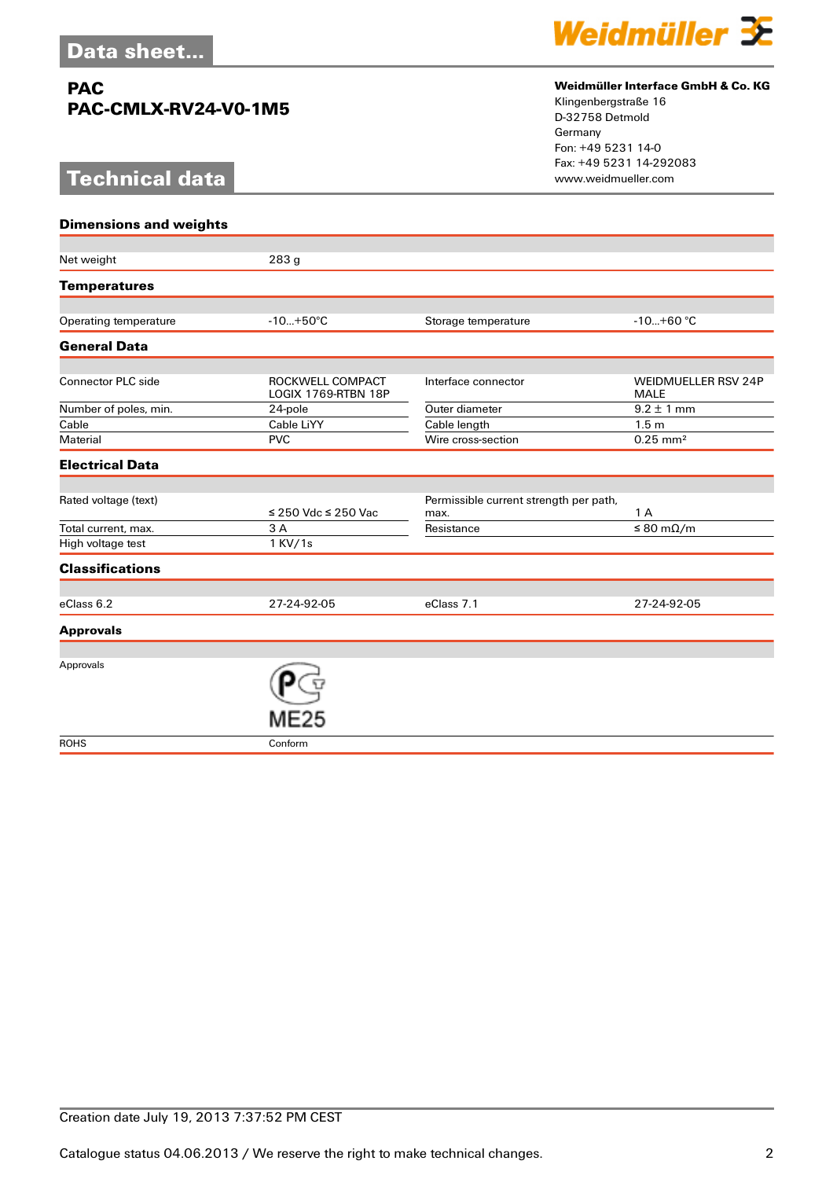# Data sheet...

## PAC
## PAC-CMLX-RV24-V0-1M5

# Technical data

**Weidmüller Interface GmbH & Co. KG**
Klingenbergstraße 16
D-32758 Detmold
Germany
Fon: +49 5231 14-0
Fax: +49 5231 14-292083
www.weidmueller.com

### Dimensions and weights

| | | | |
|---|---|---|---|
| Net weight | 283 g | | |

### Temperatures

| | | | |
|---|---|---|---|
| Operating temperature | -10...+50°C | Storage temperature | -10...+60 °C |

### General Data

| | | | |
|---|---|---|---|
| Connector PLC side | ROCKWELL COMPACT LOGIX 1769-RTBN 18P | Interface connector | WEIDMUELLER RSV 24P MALE |
| Number of poles, min. | 24-pole | Outer diameter | 9.2 ± 1 mm |
| Cable | Cable LiYY | Cable length | 1.5 m |
| Material | PVC | Wire cross-section | 0.25 mm² |

### Electrical Data

| | | | |
|---|---|---|---|
| Rated voltage (text) | ≤ 250 Vdc ≤ 250 Vac | Permissible current strength per path, max. | 1 A |
| Total current, max. | 3 A | Resistance | ≤ 80 mΩ/m |
| High voltage test | 1 KV/1s | | |

### Classifications

| | | | |
|---|---|---|---|
| eClass 6.2 | 27-24-92-05 | eClass 7.1 | 27-24-92-05 |

### Approvals

| | |
|---|---|
| Approvals | ME25 |
| ROHS | Conform |

Creation date July 19, 2013 7:37:52 PM CEST

Catalogue status 04.06.2013 / We reserve the right to make technical changes.